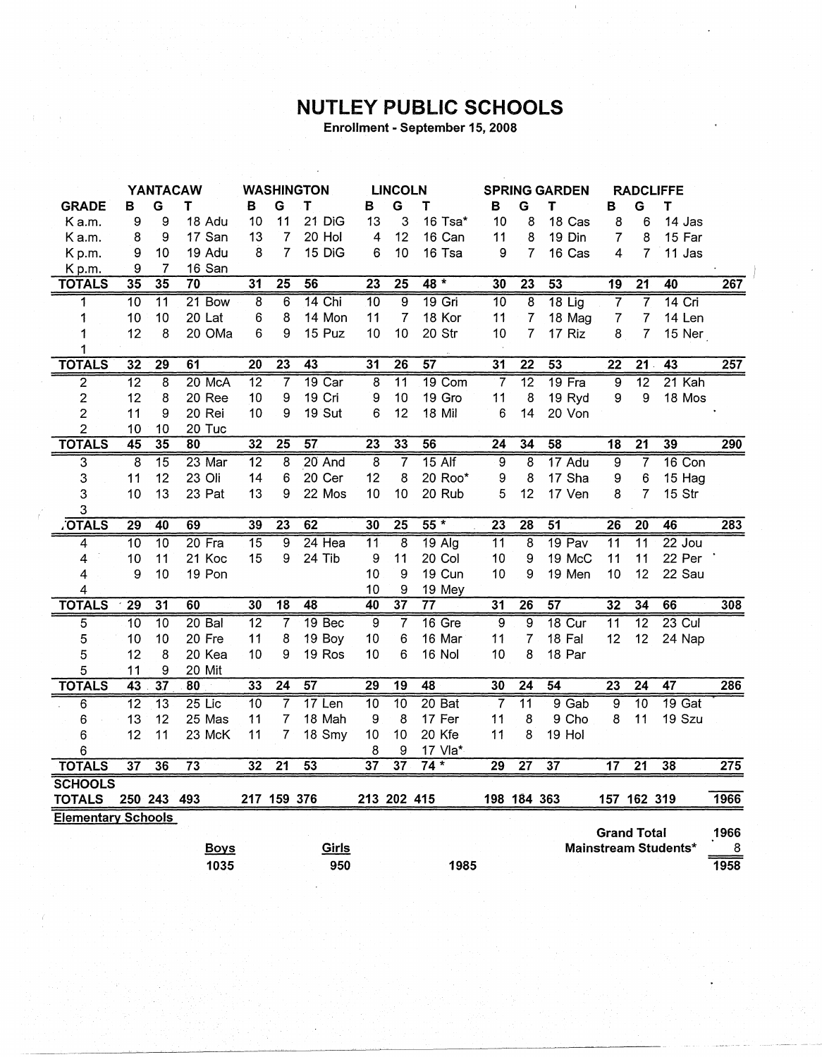# NUTLEY PUBLIC SCHOOLS

**Enrollment - September 15, 2008**

| GRADE | YANTACAW B | G | T | | WASHINGTON B | G | T | | LINCOLN B | G | T | | SPRING GARDEN B | G | T | | RADCLIFFE B | G | T | | |
|---|---|---|---|---|---|---|---|---|---|---|---|---|---|---|---|---|---|---|---|---|---|
| K a.m. | 9 | 9 | 18 | Adu | 10 | 11 | 21 | DiG | 13 | 3 | 16 | Tsa* | 10 | 8 | 18 | Cas | 8 | 6 | 14 | Jas | |
| K a.m. | 8 | 9 | 17 | San | 13 | 7 | 20 | Hol | 4 | 12 | 16 | Can | 11 | 8 | 19 | Din | 7 | 8 | 15 | Far | |
| K p.m. | 9 | 10 | 19 | Adu | 8 | 7 | 15 | DiG | 6 | 10 | 16 | Tsa | 9 | 7 | 16 | Cas | 4 | 7 | 11 | Jas | |
| K p.m. | 9 | 7 | 16 | San | | | | | | | | | | | | | | | | | |
| **TOTALS** | **35** | **35** | **70** | | **31** | **25** | **56** | | **23** | **25** | **48 *** | | **30** | **23** | **53** | | **19** | **21** | **40** | | **267** |
| 1 | 10 | 11 | 21 | Bow | 8 | 6 | 14 | Chi | 10 | 9 | 19 | Gri | 10 | 8 | 18 | Lig | 7 | 7 | 14 | Cri | |
| 1 | 10 | 10 | 20 | Lat | 6 | 8 | 14 | Mon | 11 | 7 | 18 | Kor | 11 | 7 | 18 | Mag | 7 | 7 | 14 | Len | |
| 1 | 12 | 8 | 20 | OMa | 6 | 9 | 15 | Puz | 10 | 10 | 20 | Str | 10 | 7 | 17 | Riz | 8 | 7 | 15 | Ner | |
| 1 | | | | | | | | | | | | | | | | | | | | | |
| **TOTALS** | **32** | **29** | **61** | | **20** | **23** | **43** | | **31** | **26** | **57** | | **31** | **22** | **53** | | **22** | **21** | **43** | | **257** |
| 2 | 12 | 8 | 20 | McA | 12 | 7 | 19 | Car | 8 | 11 | 19 | Com | 7 | 12 | 19 | Fra | 9 | 12 | 21 | Kah | |
| 2 | 12 | 8 | 20 | Ree | 10 | 9 | 19 | Cri | 9 | 10 | 19 | Gro | 11 | 8 | 19 | Ryd | 9 | 9 | 18 | Mos | |
| 2 | 11 | 9 | 20 | Rei | 10 | 9 | 19 | Sut | 6 | 12 | 18 | Mil | 6 | 14 | 20 | Von | | | | | |
| 2 | 10 | 10 | 20 | Tuc | | | | | | | | | | | | | | | | | |
| **TOTALS** | **45** | **35** | **80** | | **32** | **25** | **57** | | **23** | **33** | **56** | | **24** | **34** | **58** | | **18** | **21** | **39** | | **290** |
| 3 | 8 | 15 | 23 | Mar | 12 | 8 | 20 | And | 8 | 7 | 15 | Alf | 9 | 8 | 17 | Adu | 9 | 7 | 16 | Con | |
| 3 | 11 | 12 | 23 | Oli | 14 | 6 | 20 | Cer | 12 | 8 | 20 | Roo* | 9 | 8 | 17 | Sha | 9 | 6 | 15 | Hag | |
| 3 | 10 | 13 | 23 | Pat | 13 | 9 | 22 | Mos | 10 | 10 | 20 | Rub | 5 | 12 | 17 | Ven | 8 | 7 | 15 | Str | |
| 3 | | | | | | | | | | | | | | | | | | | | | |
| **TOTALS** | **29** | **40** | **69** | | **39** | **23** | **62** | | **30** | **25** | **55 *** | | **23** | **28** | **51** | | **26** | **20** | **46** | | **283** |
| 4 | 10 | 10 | 20 | Fra | 15 | 9 | 24 | Hea | 11 | 8 | 19 | Alg | 11 | 8 | 19 | Pav | 11 | 11 | 22 | Jou | |
| 4 | 10 | 11 | 21 | Koc | 15 | 9 | 24 | Tib | 9 | 11 | 20 | Col | 10 | 9 | 19 | McC | 11 | 11 | 22 | Per | |
| 4 | 9 | 10 | 19 | Pon | | | | | 10 | 9 | 19 | Cun | 10 | 9 | 19 | Men | 10 | 12 | 22 | Sau | |
| 4 | | | | | | | | | 10 | 9 | 19 | Mey | | | | | | | | | |
| **TOTALS** | **29** | **31** | **60** | | **30** | **18** | **48** | | **40** | **37** | **77** | | **31** | **26** | **57** | | **32** | **34** | **66** | | **308** |
| 5 | 10 | 10 | 20 | Bal | 12 | 7 | 19 | Bec | 9 | 7 | 16 | Gre | 9 | 9 | 18 | Cur | 11 | 12 | 23 | Cul | |
| 5 | 10 | 10 | 20 | Fre | 11 | 8 | 19 | Boy | 10 | 6 | 16 | Mar | 11 | 7 | 18 | Fal | 12 | 12 | 24 | Nap | |
| 5 | 12 | 8 | 20 | Kea | 10 | 9 | 19 | Ros | 10 | 6 | 16 | Nol | 10 | 8 | 18 | Par | | | | | |
| 5 | 11 | 9 | 20 | Mit | | | | | | | | | | | | | | | | | |
| **TOTALS** | **43** | **37** | **80** | | **33** | **24** | **57** | | **29** | **19** | **48** | | **30** | **24** | **54** | | **23** | **24** | **47** | | **286** |
| 6 | 12 | 13 | 25 | Lic | 10 | 7 | 17 | Len | 10 | 10 | 20 | Bat | 7 | 11 | 9 | Gab | 9 | 10 | 19 | Gat | |
| 6 | 13 | 12 | 25 | Mas | 11 | 7 | 18 | Mah | 9 | 8 | 17 | Fer | 11 | 8 | 9 | Cho | 8 | 11 | 19 | Szu | |
| 6 | 12 | 11 | 23 | McK | 11 | 7 | 18 | Smy | 10 | 10 | 20 | Kfe | 11 | 8 | 19 | Hol | | | | | |
| 6 | | | | | | | | | 8 | 9 | 17 | Vla* | | | | | | | | | |
| **TOTALS** | **37** | **36** | **73** | | **32** | **21** | **53** | | **37** | **37** | **74 *** | | **29** | **27** | **37** | | **17** | **21** | **38** | | **275** |
| **SCHOOLS TOTALS** | 250 | 243 | 493 | | 217 | 159 | 376 | | 213 | 202 | 415 | | 198 | 184 | 363 | | 157 | 162 | 319 | | **1966** |

**Elementary Schools**

| Boys | Girls | |
|---|---|---|
| 1035 | 950 | 1985 |

| | |
|---|---|
| **Grand Total** | 1966 |
| **Mainstream Students*** | 8 |
| | **1958** |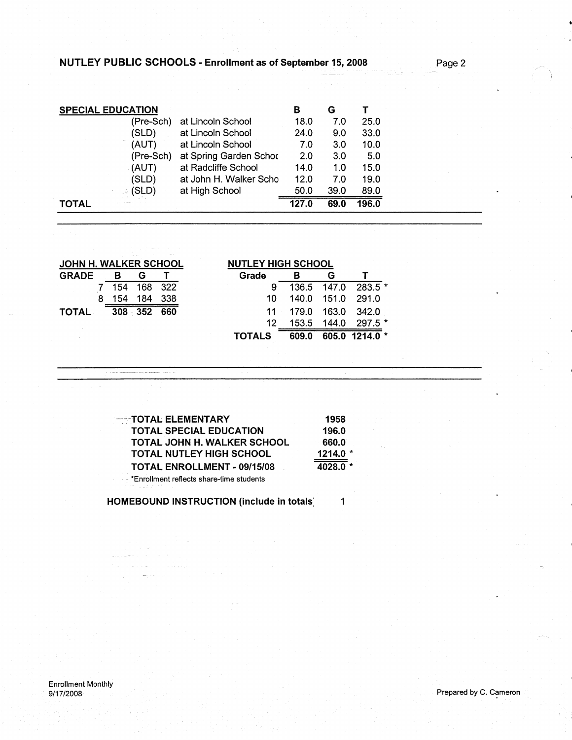## NUTLEY PUBLIC SCHOOLS - Enrollment as of September 15, 2008

| SPECIAL EDUCATION | | | B | G | T |
|---|---|---|---|---|---|
| | (Pre-Sch) | at Lincoln School | 18.0 | 7.0 | 25.0 |
| | (SLD) | at Lincoln School | 24.0 | 9.0 | 33.0 |
| | (AUT) | at Lincoln School | 7.0 | 3.0 | 10.0 |
| | (Pre-Sch) | at Spring Garden Schoc | 2.0 | 3.0 | 5.0 |
| | (AUT) | at Radcliffe School | 14.0 | 1.0 | 15.0 |
| | (SLD) | at John H. Walker Scho | 12.0 | 7.0 | 19.0 |
| | (SLD) | at High School | 50.0 | 39.0 | 89.0 |
| **TOTAL** | | | **127.0** | **69.0** | **196.0** |

**JOHN H. WALKER SCHOOL**

| GRADE | B | G | T |
|---|---|---|---|
| 7 | 154 | 168 | 322 |
| 8 | 154 | 184 | 338 |
| **TOTAL** | **308** | **352** | **660** |

**NUTLEY HIGH SCHOOL**

| Grade | B | G | T |
|---|---|---|---|
| 9 | 136.5 | 147.0 | 283.5 * |
| 10 | 140.0 | 151.0 | 291.0 |
| 11 | 179.0 | 163.0 | 342.0 |
| 12 | 153.5 | 144.0 | 297.5 * |
| **TOTALS** | **609.0** | **605.0** | **1214.0 *** |

| | |
|---|---|
| **TOTAL ELEMENTARY** | **1958** |
| **TOTAL SPECIAL EDUCATION** | **196.0** |
| **TOTAL JOHN H. WALKER SCHOOL** | **660.0** |
| **TOTAL NUTLEY HIGH SCHOOL** | **1214.0 *** |
| **TOTAL ENROLLMENT - 09/15/08** | **4028.0 *** |

*Enrollment reflects share-time students

**HOMEBOUND INSTRUCTION (include in totals)** 1

Enrollment Monthly
9/17/2008

Prepared by C. Cameron